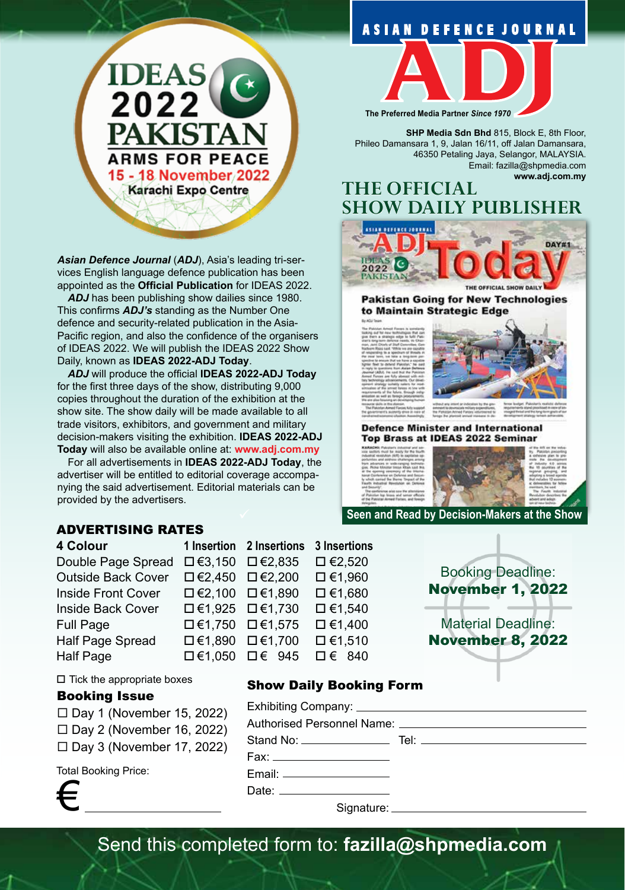# IDEAS 2022 PAKISTAN

**ARMS FOR PEACE**

**15 - 18 November 2022**

**Karachi Expo Centre**

## ASIAN DEFENCE JOURNAL

# ADJ

**The Preferred Media Partner *Since 1970***

**SHP Media Sdn Bhd** 815, Block E, 8th Floor, Phileo Damansara 1, 9, Jalan 16/11, off Jalan Damansara, 46350 Petaling Jaya, Selangor, MALAYSIA. Email: fazilla@shpmedia.com
**www.adj.com.my**

## THE OFFICIAL SHOW DAILY PUBLISHER

***Asian Defence Journal*** (***ADJ***), Asia's leading tri-services English language defence publication has been appointed as the **Official Publication** for IDEAS 2022.

***ADJ*** has been publishing show dailies since 1980. This confirms ***ADJ's*** standing as the Number One defence and security-related publication in the Asia-Pacific region, and also the confidence of the organisers of IDEAS 2022. We will publish the IDEAS 2022 Show Daily, known as **IDEAS 2022-ADJ Today**.

***ADJ*** will produce the official **IDEAS 2022-ADJ Today** for the first three days of the show, distributing 9,000 copies throughout the duration of the exhibition at the show site. The show daily will be made available to all trade visitors, exhibitors, and government and military decision-makers visiting the exhibition. **IDEAS 2022-ADJ Today** will also be available online at: **www.adj.com.my**

For all advertisements in **IDEAS 2022-ADJ Today**, the advertiser will be entitled to editorial coverage accompanying the said advertisement. Editorial materials can be provided by the advertisers.

**Seen and Read by Decision-Makers at the Show**

## ADVERTISING RATES

| 4 Colour | 1 Insertion | 2 Insertions | 3 Insertions |
|---|---|---|---|
| Double Page Spread | ☐ €3,150 | ☐ €2,835 | ☐ €2,520 |
| Outside Back Cover | ☐ €2,450 | ☐ €2,200 | ☐ €1,960 |
| Inside Front Cover | ☐ €2,100 | ☐ €1,890 | ☐ €1,680 |
| Inside Back Cover | ☐ €1,925 | ☐ €1,730 | ☐ €1,540 |
| Full Page | ☐ €1,750 | ☐ €1,575 | ☐ €1,400 |
| Half Page Spread | ☐ €1,890 | ☐ €1,700 | ☐ €1,510 |
| Half Page | ☐ €1,050 | ☐ € 945 | ☐ € 840 |

Booking Deadline: **November 1, 2022**

Material Deadline: **November 8, 2022**

☐ Tick the appropriate boxes

### Booking Issue

☐ Day 1 (November 15, 2022)
☐ Day 2 (November 16, 2022)
☐ Day 3 (November 17, 2022)

Total Booking Price:

€ ____________________

### Show Daily Booking Form

Exhibiting Company: ____________________

Authorised Personnel Name: ____________________

Stand No: ____________________ Tel: ____________________

Fax: ____________________

Email: ____________________

Date: ____________________

Signature: ____________________

Send this completed form to: **fazilla@shpmedia.com**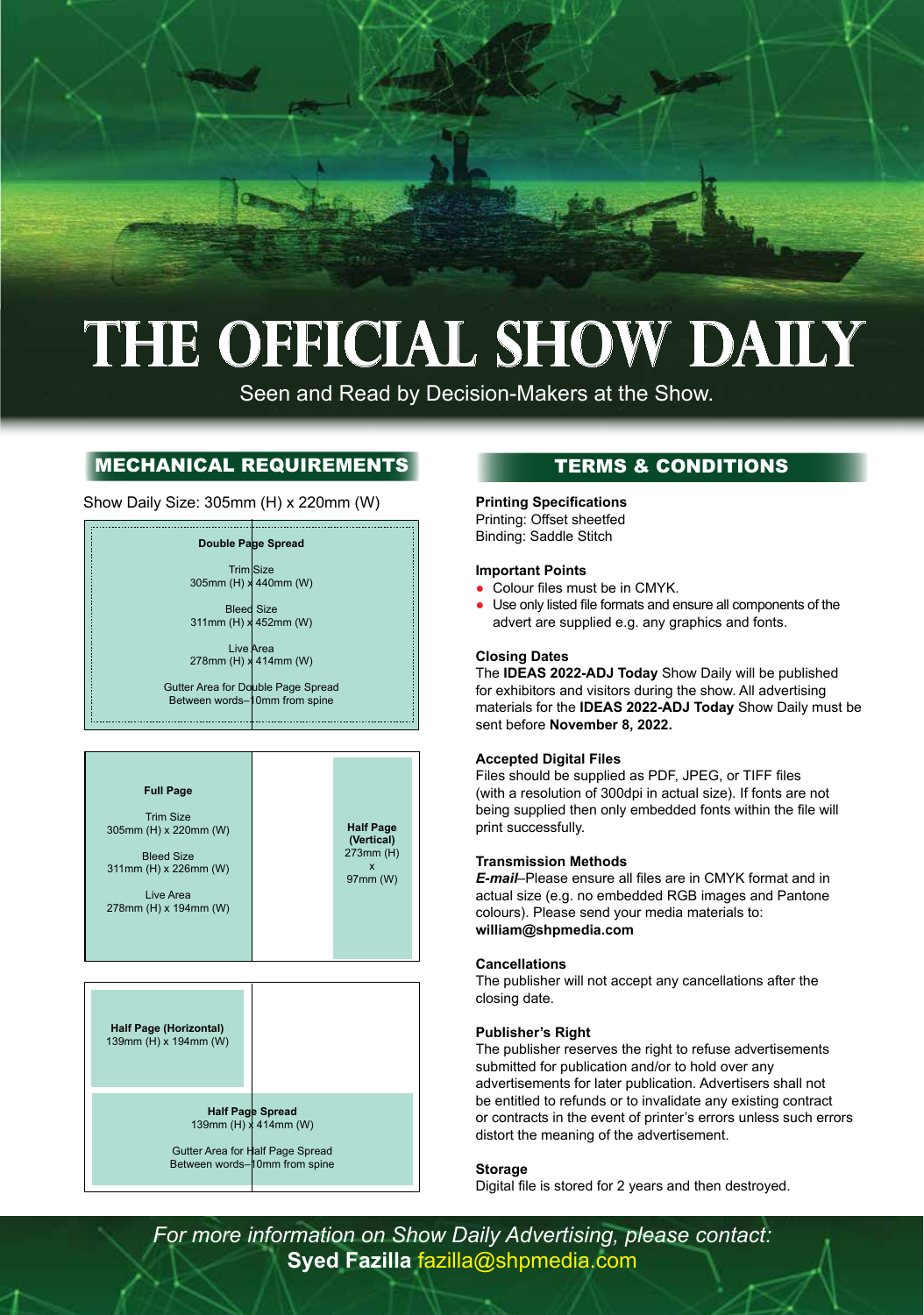# THE OFFICIAL SHOW DAILY

Seen and Read by Decision-Makers at the Show.

## MECHANICAL REQUIREMENTS

Show Daily Size: 305mm (H) x 220mm (W)

**Double Page Spread**

Trim Size
305mm (H) x 440mm (W)

Bleed Size
311mm (H) x 452mm (W)

Live Area
278mm (H) x 414mm (W)

Gutter Area for Double Page Spread
Between words–10mm from spine

**Full Page**

Trim Size
305mm (H) x 220mm (W)

Bleed Size
311mm (H) x 226mm (W)

Live Area
278mm (H) x 194mm (W)

**Half Page (Vertical)**
273mm (H) x 97mm (W)

**Half Page (Horizontal)**
139mm (H) x 194mm (W)

**Half Page Spread**
139mm (H) x 414mm (W)

Gutter Area for Half Page Spread
Between words–10mm from spine

## TERMS & CONDITIONS

**Printing Specifications**
Printing: Offset sheetfed
Binding: Saddle Stitch

**Important Points**

- Colour files must be in CMYK.
- Use only listed file formats and ensure all components of the advert are supplied e.g. any graphics and fonts.

**Closing Dates**
The **IDEAS 2022-ADJ Today** Show Daily will be published for exhibitors and visitors during the show. All advertising materials for the **IDEAS 2022-ADJ Today** Show Daily must be sent before **November 8, 2022.**

**Accepted Digital Files**
Files should be supplied as PDF, JPEG, or TIFF files (with a resolution of 300dpi in actual size). If fonts are not being supplied then only embedded fonts within the file will print successfully.

**Transmission Methods**
***E-mail***–Please ensure all files are in CMYK format and in actual size (e.g. no embedded RGB images and Pantone colours). Please send your media materials to: **william@shpmedia.com**

**Cancellations**
The publisher will not accept any cancellations after the closing date.

**Publisher's Right**
The publisher reserves the right to refuse advertisements submitted for publication and/or to hold over any advertisements for later publication. Advertisers shall not be entitled to refunds or to invalidate any existing contract or contracts in the event of printer's errors unless such errors distort the meaning of the advertisement.

**Storage**
Digital file is stored for 2 years and then destroyed.

*For more information on Show Daily Advertising, please contact:*
**Syed Fazilla** fazilla@shpmedia.com